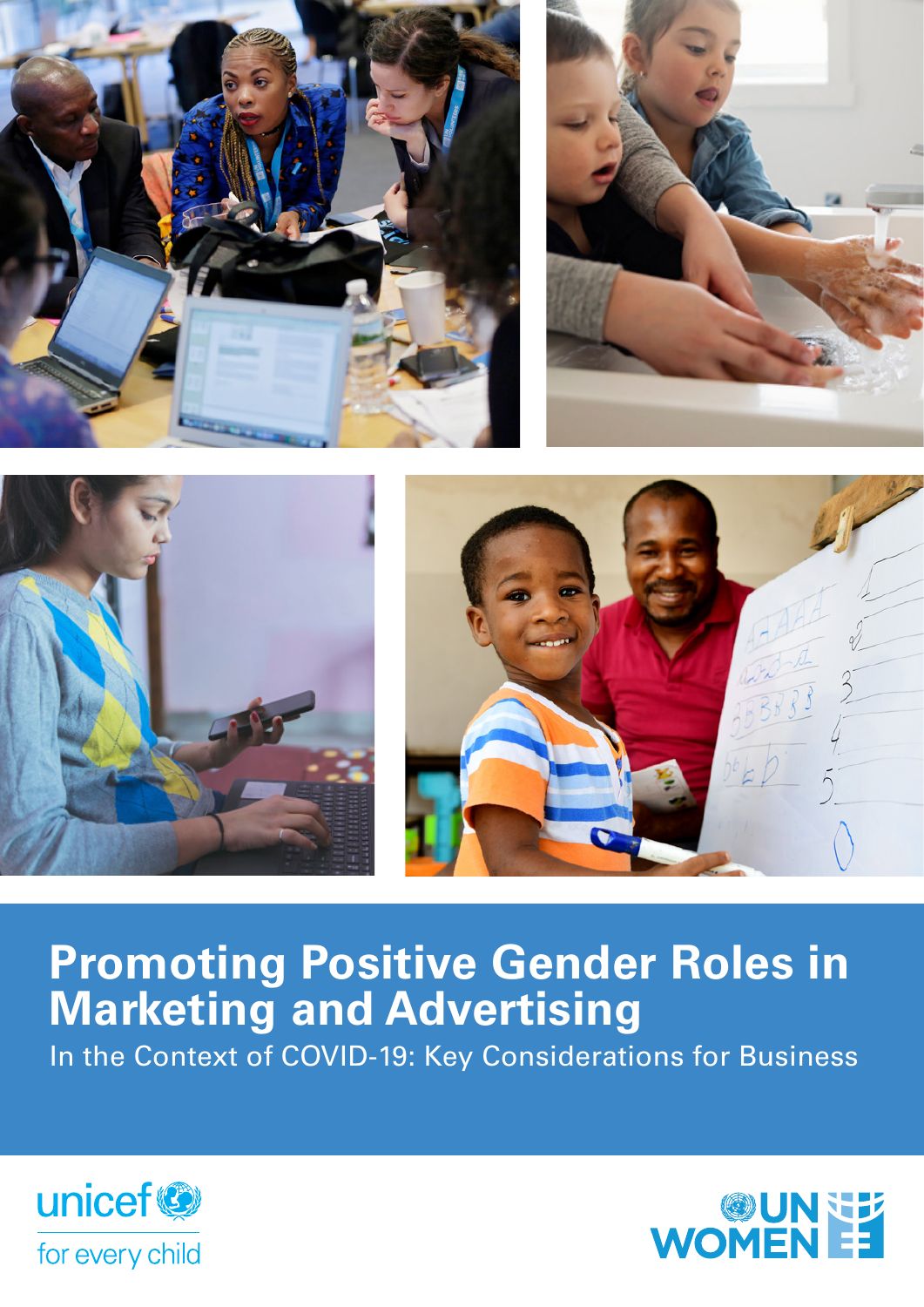# Promoting Positive Gender Roles in Marketing and Advertising

In the Context of COVID-19: Key Considerations for Business

unicef
for every child

UN WOMEN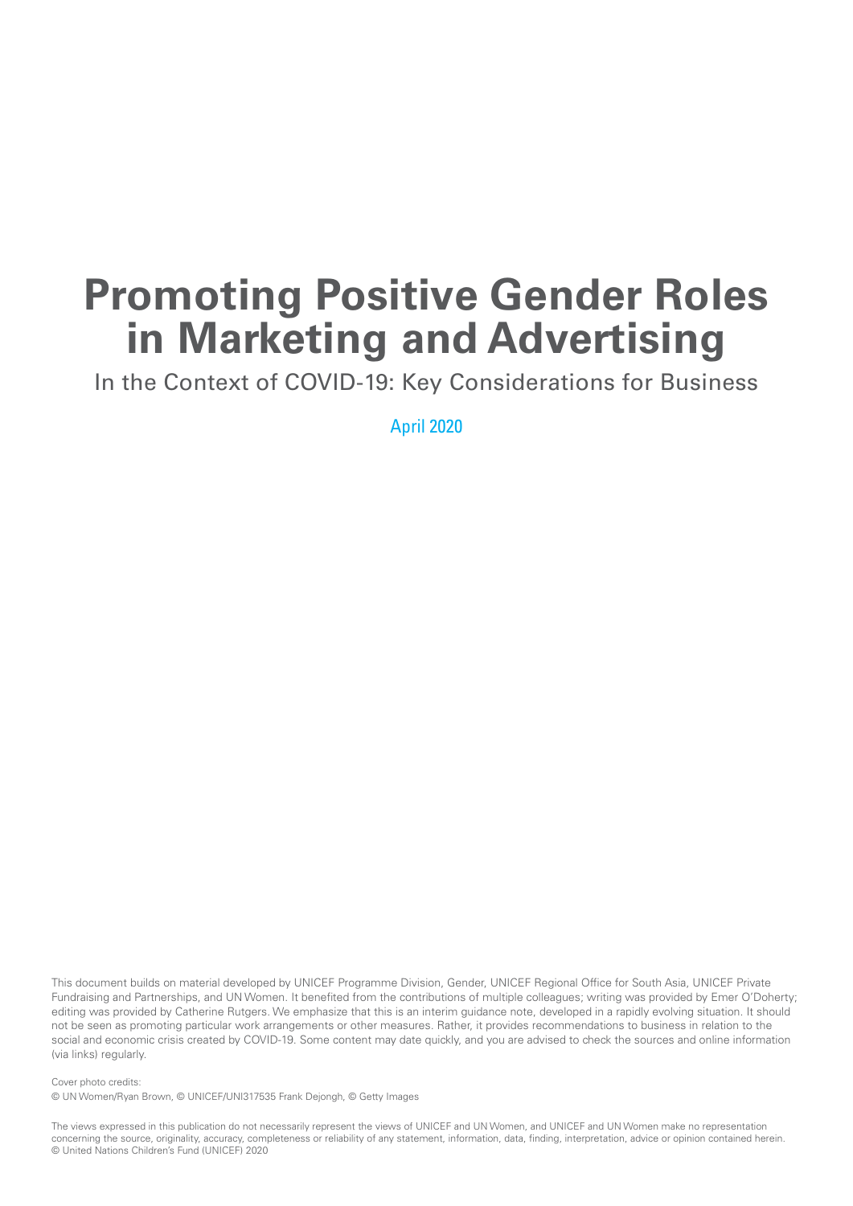# Promoting Positive Gender Roles in Marketing and Advertising

In the Context of COVID-19: Key Considerations for Business

April 2020

This document builds on material developed by UNICEF Programme Division, Gender, UNICEF Regional Office for South Asia, UNICEF Private Fundraising and Partnerships, and UN Women. It benefited from the contributions of multiple colleagues; writing was provided by Emer O'Doherty; editing was provided by Catherine Rutgers. We emphasize that this is an interim guidance note, developed in a rapidly evolving situation. It should not be seen as promoting particular work arrangements or other measures. Rather, it provides recommendations to business in relation to the social and economic crisis created by COVID-19. Some content may date quickly, and you are advised to check the sources and online information (via links) regularly.

Cover photo credits:
© UN Women/Ryan Brown, © UNICEF/UNI317535 Frank Dejongh, © Getty Images

The views expressed in this publication do not necessarily represent the views of UNICEF and UN Women, and UNICEF and UN Women make no representation concerning the source, originality, accuracy, completeness or reliability of any statement, information, data, finding, interpretation, advice or opinion contained herein.
© United Nations Children's Fund (UNICEF) 2020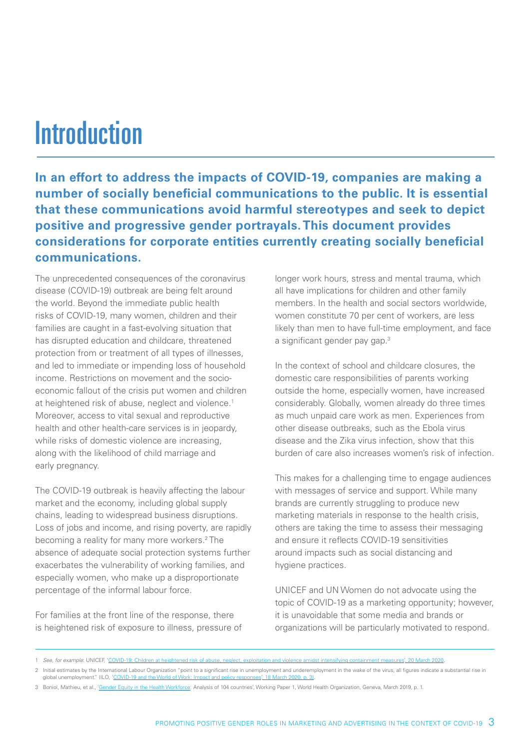# Introduction

**In an effort to address the impacts of COVID-19, companies are making a number of socially beneficial communications to the public. It is essential that these communications avoid harmful stereotypes and seek to depict positive and progressive gender portrayals. This document provides considerations for corporate entities currently creating socially beneficial communications.**

The unprecedented consequences of the coronavirus disease (COVID-19) outbreak are being felt around the world. Beyond the immediate public health risks of COVID-19, many women, children and their families are caught in a fast-evolving situation that has disrupted education and childcare, threatened protection from or treatment of all types of illnesses, and led to immediate or impending loss of household income. Restrictions on movement and the socio-economic fallout of the crisis put women and children at heightened risk of abuse, neglect and violence.[1] Moreover, access to vital sexual and reproductive health and other health-care services is in jeopardy, while risks of domestic violence are increasing, along with the likelihood of child marriage and early pregnancy.

The COVID-19 outbreak is heavily affecting the labour market and the economy, including global supply chains, leading to widespread business disruptions. Loss of jobs and income, and rising poverty, are rapidly becoming a reality for many more workers.[2] The absence of adequate social protection systems further exacerbates the vulnerability of working families, and especially women, who make up a disproportionate percentage of the informal labour force.

For families at the front line of the response, there is heightened risk of exposure to illness, pressure of longer work hours, stress and mental trauma, which all have implications for children and other family members. In the health and social sectors worldwide, women constitute 70 per cent of workers, are less likely than men to have full-time employment, and face a significant gender pay gap.[3]

In the context of school and childcare closures, the domestic care responsibilities of parents working outside the home, especially women, have increased considerably. Globally, women already do three times as much unpaid care work as men. Experiences from other disease outbreaks, such as the Ebola virus disease and the Zika virus infection, show that this burden of care also increases women's risk of infection.

This makes for a challenging time to engage audiences with messages of service and support. While many brands are currently struggling to produce new marketing materials in response to the health crisis, others are taking the time to assess their messaging and ensure it reflects COVID-19 sensitivities around impacts such as social distancing and hygiene practices.

UNICEF and UN Women do not advocate using the topic of COVID-19 as a marketing opportunity; however, it is unavoidable that some media and brands or organizations will be particularly motivated to respond.

---

1 *See, for example*: UNICEF, 'COVID-19: Children at heightened risk of abuse, neglect, exploitation and violence amidst intensifying containment measures', 20 March 2020.

2 Initial estimates by the International Labour Organization "point to a significant rise in unemployment and underemployment in the wake of the virus, all figures indicate a substantial rise in global unemployment." (ILO, 'COVID-19 and the World of Work: Impact and policy responses', 18 March 2020, p. 3).

3 Boniol, Mathieu, et al., 'Gender Equity in the Health Workforce: Analysis of 104 countries', Working Paper 1, World Health Organization, Geneva, March 2019, p. 1.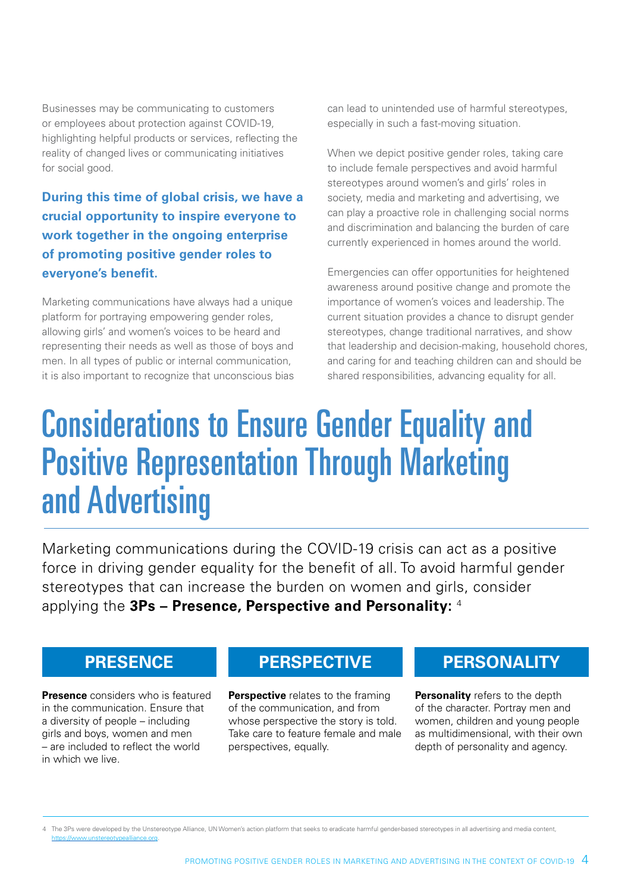Businesses may be communicating to customers or employees about protection against COVID-19, highlighting helpful products or services, reflecting the reality of changed lives or communicating initiatives for social good.

**During this time of global crisis, we have a crucial opportunity to inspire everyone to work together in the ongoing enterprise of promoting positive gender roles to everyone's benefit.**

Marketing communications have always had a unique platform for portraying empowering gender roles, allowing girls' and women's voices to be heard and representing their needs as well as those of boys and men. In all types of public or internal communication, it is also important to recognize that unconscious bias can lead to unintended use of harmful stereotypes, especially in such a fast-moving situation.

When we depict positive gender roles, taking care to include female perspectives and avoid harmful stereotypes around women's and girls' roles in society, media and marketing and advertising, we can play a proactive role in challenging social norms and discrimination and balancing the burden of care currently experienced in homes around the world.

Emergencies can offer opportunities for heightened awareness around positive change and promote the importance of women's voices and leadership. The current situation provides a chance to disrupt gender stereotypes, change traditional narratives, and show that leadership and decision-making, household chores, and caring for and teaching children can and should be shared responsibilities, advancing equality for all.

# Considerations to Ensure Gender Equality and Positive Representation Through Marketing and Advertising

Marketing communications during the COVID-19 crisis can act as a positive force in driving gender equality for the benefit of all. To avoid harmful gender stereotypes that can increase the burden on women and girls, consider applying the **3Ps – Presence, Perspective and Personality:** [4]

## PRESENCE

**Presence** considers who is featured in the communication. Ensure that a diversity of people – including girls and boys, women and men – are included to reflect the world in which we live.

## PERSPECTIVE

**Perspective** relates to the framing of the communication, and from whose perspective the story is told. Take care to feature female and male perspectives, equally.

## PERSONALITY

**Personality** refers to the depth of the character. Portray men and women, children and young people as multidimensional, with their own depth of personality and agency.

---

4 The 3Ps were developed by the Unstereotype Alliance, UN Women's action platform that seeks to eradicate harmful gender-based stereotypes in all advertising and media content, https://www.unstereotypealliance.org.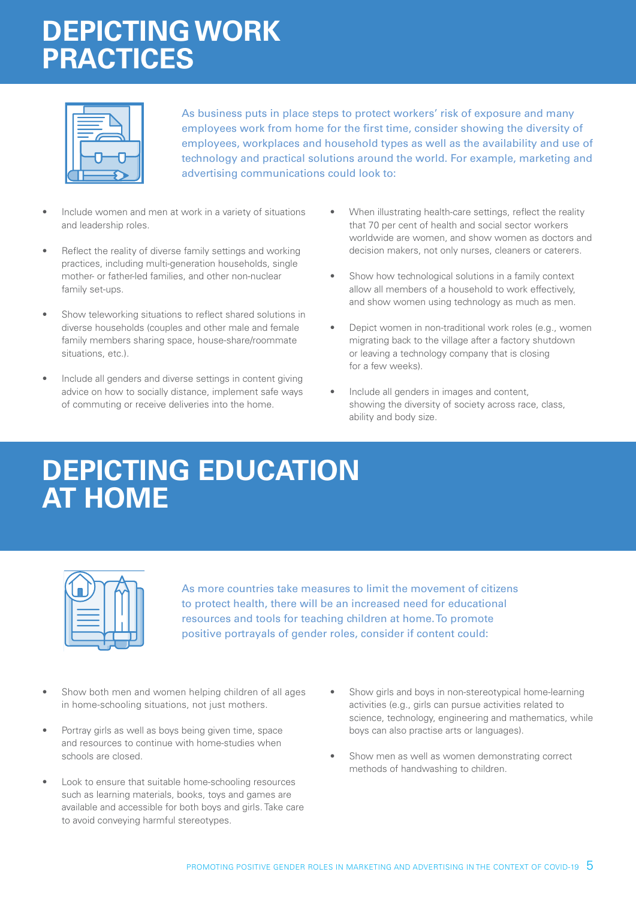# DEPICTING WORK PRACTICES

As business puts in place steps to protect workers' risk of exposure and many employees work from home for the first time, consider showing the diversity of employees, workplaces and household types as well as the availability and use of technology and practical solutions around the world. For example, marketing and advertising communications could look to:

- Include women and men at work in a variety of situations and leadership roles.
- Reflect the reality of diverse family settings and working practices, including multi-generation households, single mother- or father-led families, and other non-nuclear family set-ups.
- Show teleworking situations to reflect shared solutions in diverse households (couples and other male and female family members sharing space, house-share/roommate situations, etc.).
- Include all genders and diverse settings in content giving advice on how to socially distance, implement safe ways of commuting or receive deliveries into the home.
- When illustrating health-care settings, reflect the reality that 70 per cent of health and social sector workers worldwide are women, and show women as doctors and decision makers, not only nurses, cleaners or caterers.
- Show how technological solutions in a family context allow all members of a household to work effectively, and show women using technology as much as men.
- Depict women in non-traditional work roles (e.g., women migrating back to the village after a factory shutdown or leaving a technology company that is closing for a few weeks).
- Include all genders in images and content, showing the diversity of society across race, class, ability and body size.

# DEPICTING EDUCATION AT HOME

As more countries take measures to limit the movement of citizens to protect health, there will be an increased need for educational resources and tools for teaching children at home. To promote positive portrayals of gender roles, consider if content could:

- Show both men and women helping children of all ages in home-schooling situations, not just mothers.
- Portray girls as well as boys being given time, space and resources to continue with home-studies when schools are closed.
- Look to ensure that suitable home-schooling resources such as learning materials, books, toys and games are available and accessible for both boys and girls. Take care to avoid conveying harmful stereotypes.
- Show girls and boys in non-stereotypical home-learning activities (e.g., girls can pursue activities related to science, technology, engineering and mathematics, while boys can also practise arts or languages).
- Show men as well as women demonstrating correct methods of handwashing to children.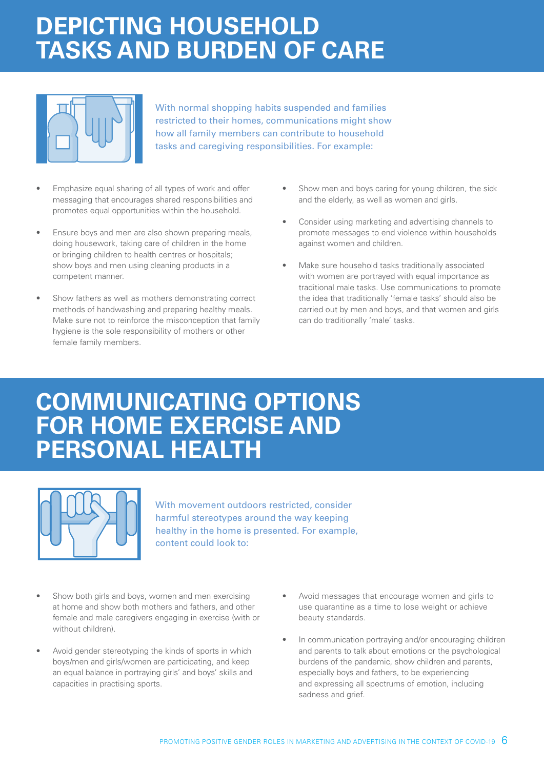# DEPICTING HOUSEHOLD TASKS AND BURDEN OF CARE

With normal shopping habits suspended and families restricted to their homes, communications might show how all family members can contribute to household tasks and caregiving responsibilities. For example:

- Emphasize equal sharing of all types of work and offer messaging that encourages shared responsibilities and promotes equal opportunities within the household.
- Ensure boys and men are also shown preparing meals, doing housework, taking care of children in the home or bringing children to health centres or hospitals; show boys and men using cleaning products in a competent manner.
- Show fathers as well as mothers demonstrating correct methods of handwashing and preparing healthy meals. Make sure not to reinforce the misconception that family hygiene is the sole responsibility of mothers or other female family members.
- Show men and boys caring for young children, the sick and the elderly, as well as women and girls.
- Consider using marketing and advertising channels to promote messages to end violence within households against women and children.
- Make sure household tasks traditionally associated with women are portrayed with equal importance as traditional male tasks. Use communications to promote the idea that traditionally 'female tasks' should also be carried out by men and boys, and that women and girls can do traditionally 'male' tasks.

# COMMUNICATING OPTIONS FOR HOME EXERCISE AND PERSONAL HEALTH

With movement outdoors restricted, consider harmful stereotypes around the way keeping healthy in the home is presented. For example, content could look to:

- Show both girls and boys, women and men exercising at home and show both mothers and fathers, and other female and male caregivers engaging in exercise (with or without children).
- Avoid gender stereotyping the kinds of sports in which boys/men and girls/women are participating, and keep an equal balance in portraying girls' and boys' skills and capacities in practising sports.
- Avoid messages that encourage women and girls to use quarantine as a time to lose weight or achieve beauty standards.
- In communication portraying and/or encouraging children and parents to talk about emotions or the psychological burdens of the pandemic, show children and parents, especially boys and fathers, to be experiencing and expressing all spectrums of emotion, including sadness and grief.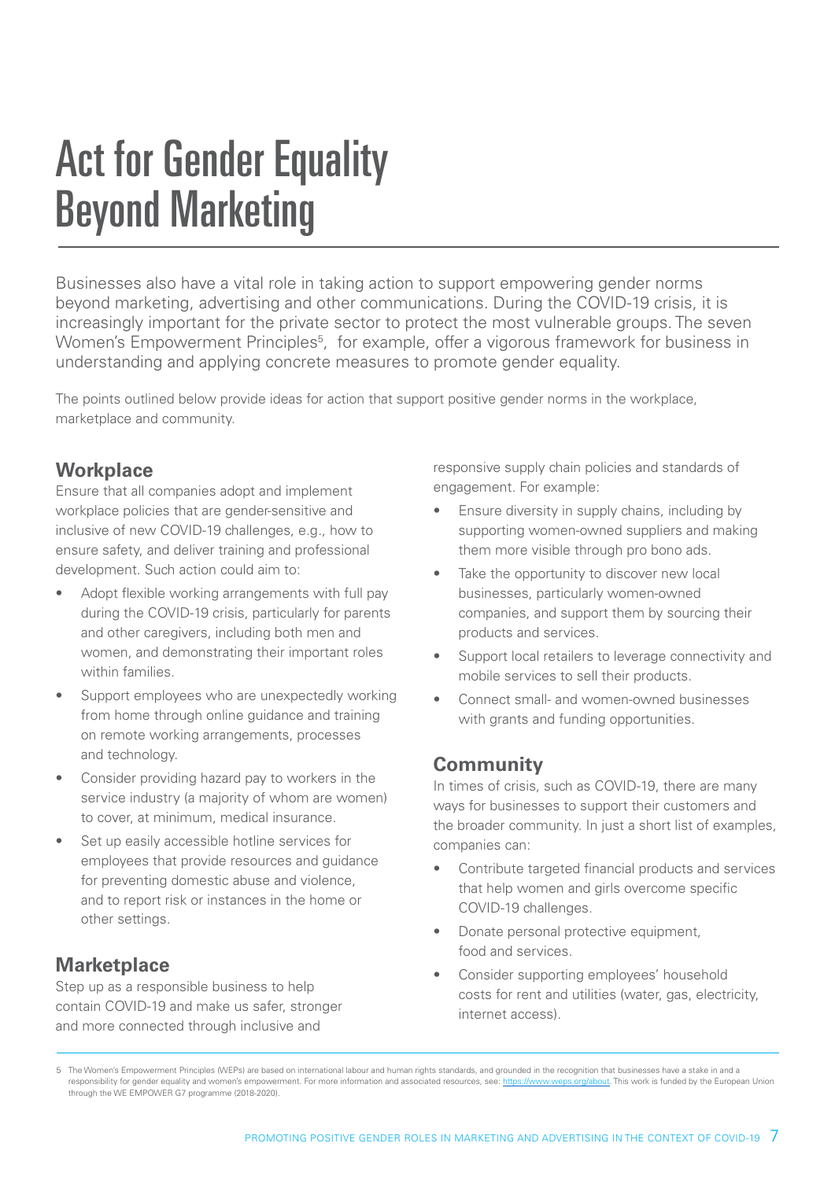# Act for Gender Equality Beyond Marketing

Businesses also have a vital role in taking action to support empowering gender norms beyond marketing, advertising and other communications. During the COVID-19 crisis, it is increasingly important for the private sector to protect the most vulnerable groups. The seven Women's Empowerment Principles[5], for example, offer a vigorous framework for business in understanding and applying concrete measures to promote gender equality.

The points outlined below provide ideas for action that support positive gender norms in the workplace, marketplace and community.

## Workplace

Ensure that all companies adopt and implement workplace policies that are gender-sensitive and inclusive of new COVID-19 challenges, e.g., how to ensure safety, and deliver training and professional development. Such action could aim to:

- Adopt flexible working arrangements with full pay during the COVID-19 crisis, particularly for parents and other caregivers, including both men and women, and demonstrating their important roles within families.
- Support employees who are unexpectedly working from home through online guidance and training on remote working arrangements, processes and technology.
- Consider providing hazard pay to workers in the service industry (a majority of whom are women) to cover, at minimum, medical insurance.
- Set up easily accessible hotline services for employees that provide resources and guidance for preventing domestic abuse and violence, and to report risk or instances in the home or other settings.

## Marketplace

Step up as a responsible business to help contain COVID-19 and make us safer, stronger and more connected through inclusive and responsive supply chain policies and standards of engagement. For example:

- Ensure diversity in supply chains, including by supporting women-owned suppliers and making them more visible through pro bono ads.
- Take the opportunity to discover new local businesses, particularly women-owned companies, and support them by sourcing their products and services.
- Support local retailers to leverage connectivity and mobile services to sell their products.
- Connect small- and women-owned businesses with grants and funding opportunities.

## Community

In times of crisis, such as COVID-19, there are many ways for businesses to support their customers and the broader community. In just a short list of examples, companies can:

- Contribute targeted financial products and services that help women and girls overcome specific COVID-19 challenges.
- Donate personal protective equipment, food and services.
- Consider supporting employees' household costs for rent and utilities (water, gas, electricity, internet access).

---

5 The Women's Empowerment Principles (WEPs) are based on international labour and human rights standards, and grounded in the recognition that businesses have a stake in and a responsibility for gender equality and women's empowerment. For more information and associated resources, see: https://www.weps.org/about. This work is funded by the European Union through the WE EMPOWER G7 programme (2018-2020).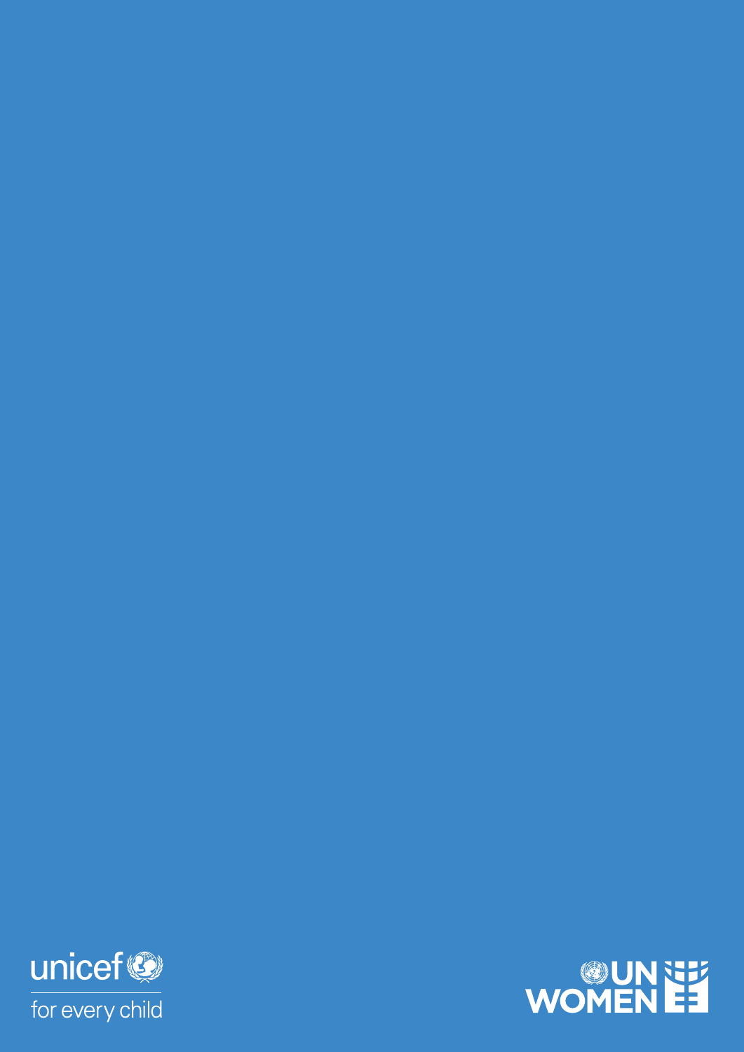unicef
for every child

UN
WOMEN